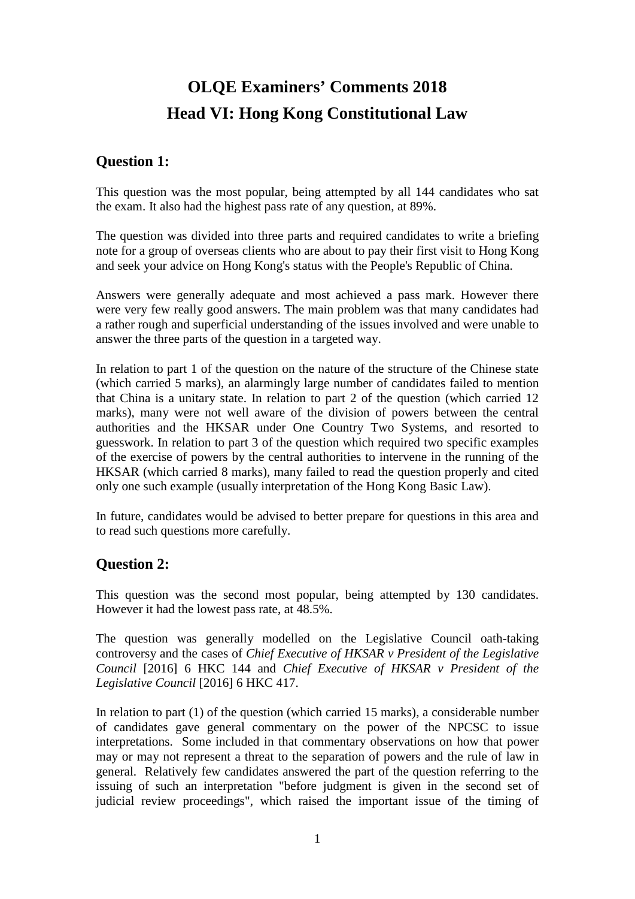# OLQE Examiners' Comments 2018
# Head VI: Hong Kong Constitutional Law

## Question 1:

This question was the most popular, being attempted by all 144 candidates who sat the exam. It also had the highest pass rate of any question, at 89%.

The question was divided into three parts and required candidates to write a briefing note for a group of overseas clients who are about to pay their first visit to Hong Kong and seek your advice on Hong Kong's status with the People's Republic of China.

Answers were generally adequate and most achieved a pass mark. However there were very few really good answers. The main problem was that many candidates had a rather rough and superficial understanding of the issues involved and were unable to answer the three parts of the question in a targeted way.

In relation to part 1 of the question on the nature of the structure of the Chinese state (which carried 5 marks), an alarmingly large number of candidates failed to mention that China is a unitary state. In relation to part 2 of the question (which carried 12 marks), many were not well aware of the division of powers between the central authorities and the HKSAR under One Country Two Systems, and resorted to guesswork. In relation to part 3 of the question which required two specific examples of the exercise of powers by the central authorities to intervene in the running of the HKSAR (which carried 8 marks), many failed to read the question properly and cited only one such example (usually interpretation of the Hong Kong Basic Law).

In future, candidates would be advised to better prepare for questions in this area and to read such questions more carefully.

## Question 2:

This question was the second most popular, being attempted by 130 candidates. However it had the lowest pass rate, at 48.5%.

The question was generally modelled on the Legislative Council oath-taking controversy and the cases of *Chief Executive of HKSAR v President of the Legislative Council* [2016] 6 HKC 144 and *Chief Executive of HKSAR v President of the Legislative Council* [2016] 6 HKC 417.

In relation to part (1) of the question (which carried 15 marks), a considerable number of candidates gave general commentary on the power of the NPCSC to issue interpretations. Some included in that commentary observations on how that power may or may not represent a threat to the separation of powers and the rule of law in general. Relatively few candidates answered the part of the question referring to the issuing of such an interpretation "before judgment is given in the second set of judicial review proceedings", which raised the important issue of the timing of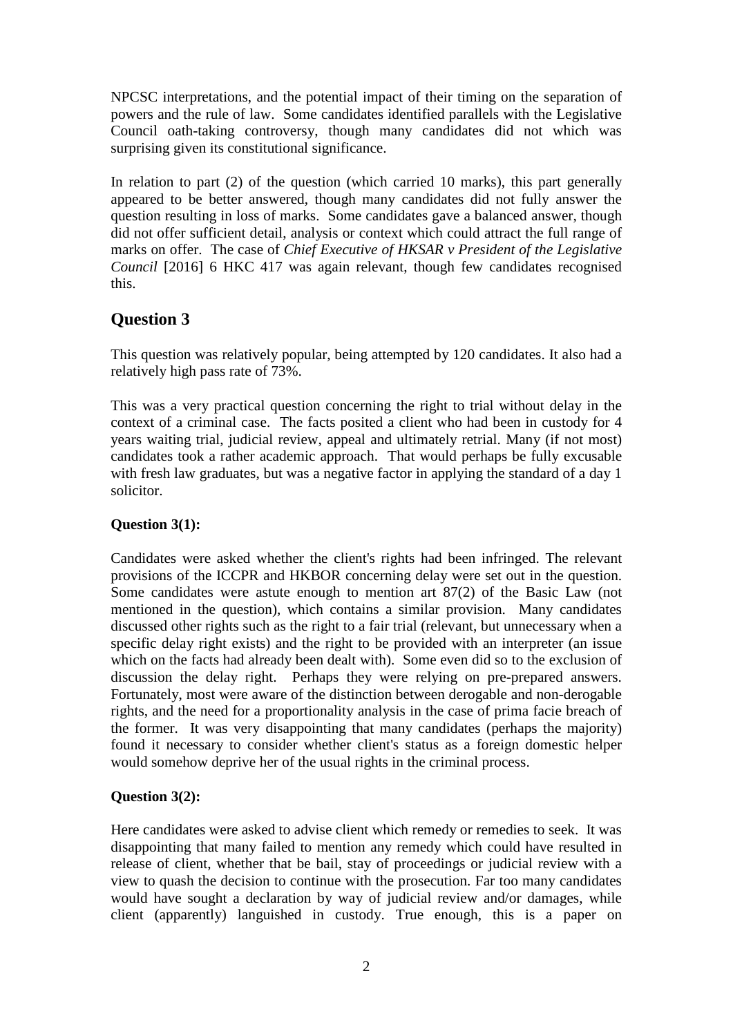NPCSC interpretations, and the potential impact of their timing on the separation of powers and the rule of law. Some candidates identified parallels with the Legislative Council oath-taking controversy, though many candidates did not which was surprising given its constitutional significance.

In relation to part (2) of the question (which carried 10 marks), this part generally appeared to be better answered, though many candidates did not fully answer the question resulting in loss of marks. Some candidates gave a balanced answer, though did not offer sufficient detail, analysis or context which could attract the full range of marks on offer. The case of *Chief Executive of HKSAR v President of the Legislative Council* [2016] 6 HKC 417 was again relevant, though few candidates recognised this.

## Question 3

This question was relatively popular, being attempted by 120 candidates. It also had a relatively high pass rate of 73%.

This was a very practical question concerning the right to trial without delay in the context of a criminal case. The facts posited a client who had been in custody for 4 years waiting trial, judicial review, appeal and ultimately retrial. Many (if not most) candidates took a rather academic approach. That would perhaps be fully excusable with fresh law graduates, but was a negative factor in applying the standard of a day 1 solicitor.

**Question 3(1):**

Candidates were asked whether the client's rights had been infringed. The relevant provisions of the ICCPR and HKBOR concerning delay were set out in the question. Some candidates were astute enough to mention art 87(2) of the Basic Law (not mentioned in the question), which contains a similar provision. Many candidates discussed other rights such as the right to a fair trial (relevant, but unnecessary when a specific delay right exists) and the right to be provided with an interpreter (an issue which on the facts had already been dealt with). Some even did so to the exclusion of discussion the delay right. Perhaps they were relying on pre-prepared answers. Fortunately, most were aware of the distinction between derogable and non-derogable rights, and the need for a proportionality analysis in the case of prima facie breach of the former. It was very disappointing that many candidates (perhaps the majority) found it necessary to consider whether client's status as a foreign domestic helper would somehow deprive her of the usual rights in the criminal process.

**Question 3(2):**

Here candidates were asked to advise client which remedy or remedies to seek. It was disappointing that many failed to mention any remedy which could have resulted in release of client, whether that be bail, stay of proceedings or judicial review with a view to quash the decision to continue with the prosecution. Far too many candidates would have sought a declaration by way of judicial review and/or damages, while client (apparently) languished in custody. True enough, this is a paper on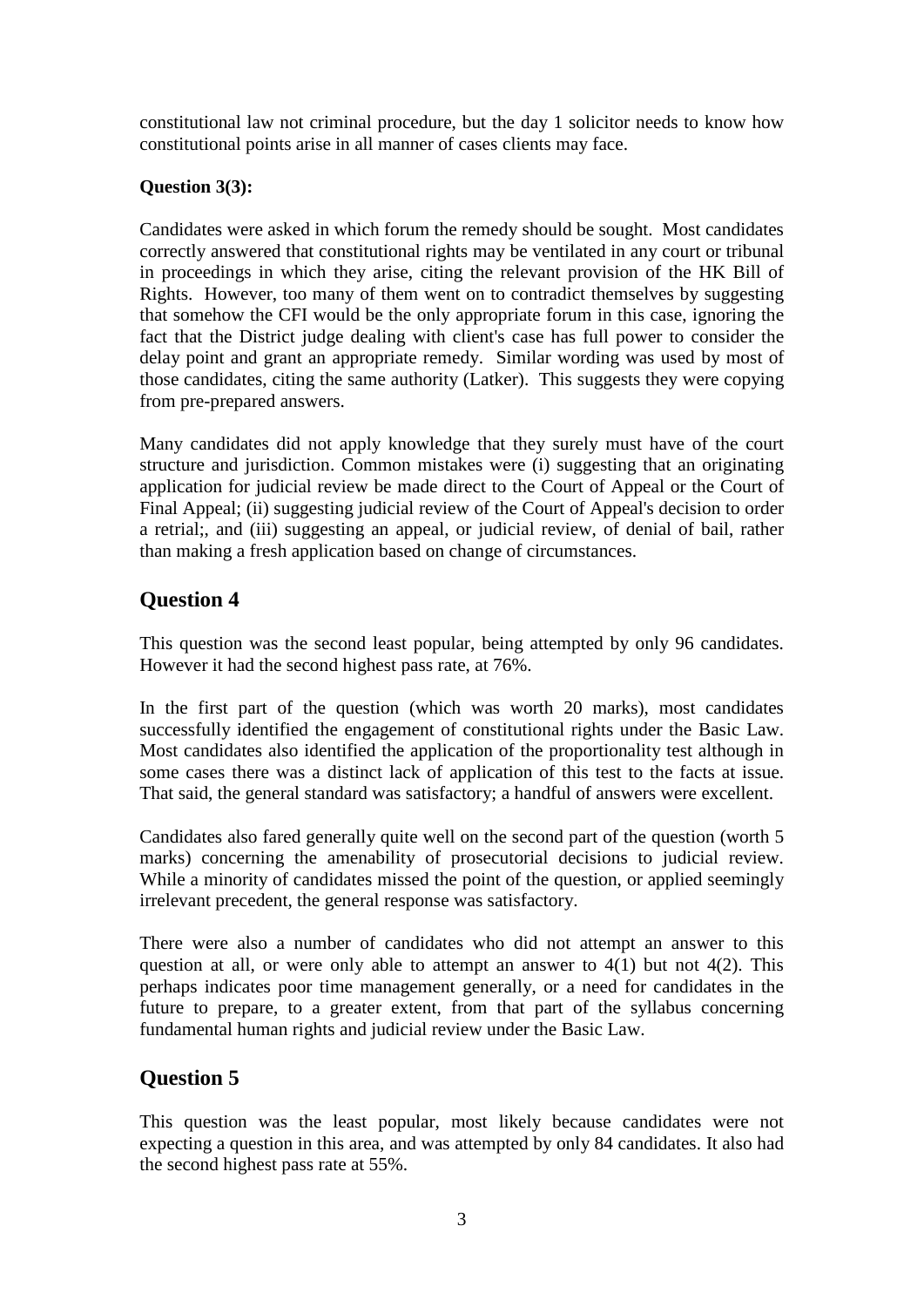constitutional law not criminal procedure, but the day 1 solicitor needs to know how constitutional points arise in all manner of cases clients may face.

**Question 3(3):**

Candidates were asked in which forum the remedy should be sought. Most candidates correctly answered that constitutional rights may be ventilated in any court or tribunal in proceedings in which they arise, citing the relevant provision of the HK Bill of Rights. However, too many of them went on to contradict themselves by suggesting that somehow the CFI would be the only appropriate forum in this case, ignoring the fact that the District judge dealing with client's case has full power to consider the delay point and grant an appropriate remedy. Similar wording was used by most of those candidates, citing the same authority (Latker). This suggests they were copying from pre-prepared answers.

Many candidates did not apply knowledge that they surely must have of the court structure and jurisdiction. Common mistakes were (i) suggesting that an originating application for judicial review be made direct to the Court of Appeal or the Court of Final Appeal; (ii) suggesting judicial review of the Court of Appeal's decision to order a retrial;, and (iii) suggesting an appeal, or judicial review, of denial of bail, rather than making a fresh application based on change of circumstances.

## Question 4

This question was the second least popular, being attempted by only 96 candidates. However it had the second highest pass rate, at 76%.

In the first part of the question (which was worth 20 marks), most candidates successfully identified the engagement of constitutional rights under the Basic Law. Most candidates also identified the application of the proportionality test although in some cases there was a distinct lack of application of this test to the facts at issue. That said, the general standard was satisfactory; a handful of answers were excellent.

Candidates also fared generally quite well on the second part of the question (worth 5 marks) concerning the amenability of prosecutorial decisions to judicial review. While a minority of candidates missed the point of the question, or applied seemingly irrelevant precedent, the general response was satisfactory.

There were also a number of candidates who did not attempt an answer to this question at all, or were only able to attempt an answer to 4(1) but not 4(2). This perhaps indicates poor time management generally, or a need for candidates in the future to prepare, to a greater extent, from that part of the syllabus concerning fundamental human rights and judicial review under the Basic Law.

## Question 5

This question was the least popular, most likely because candidates were not expecting a question in this area, and was attempted by only 84 candidates. It also had the second highest pass rate at 55%.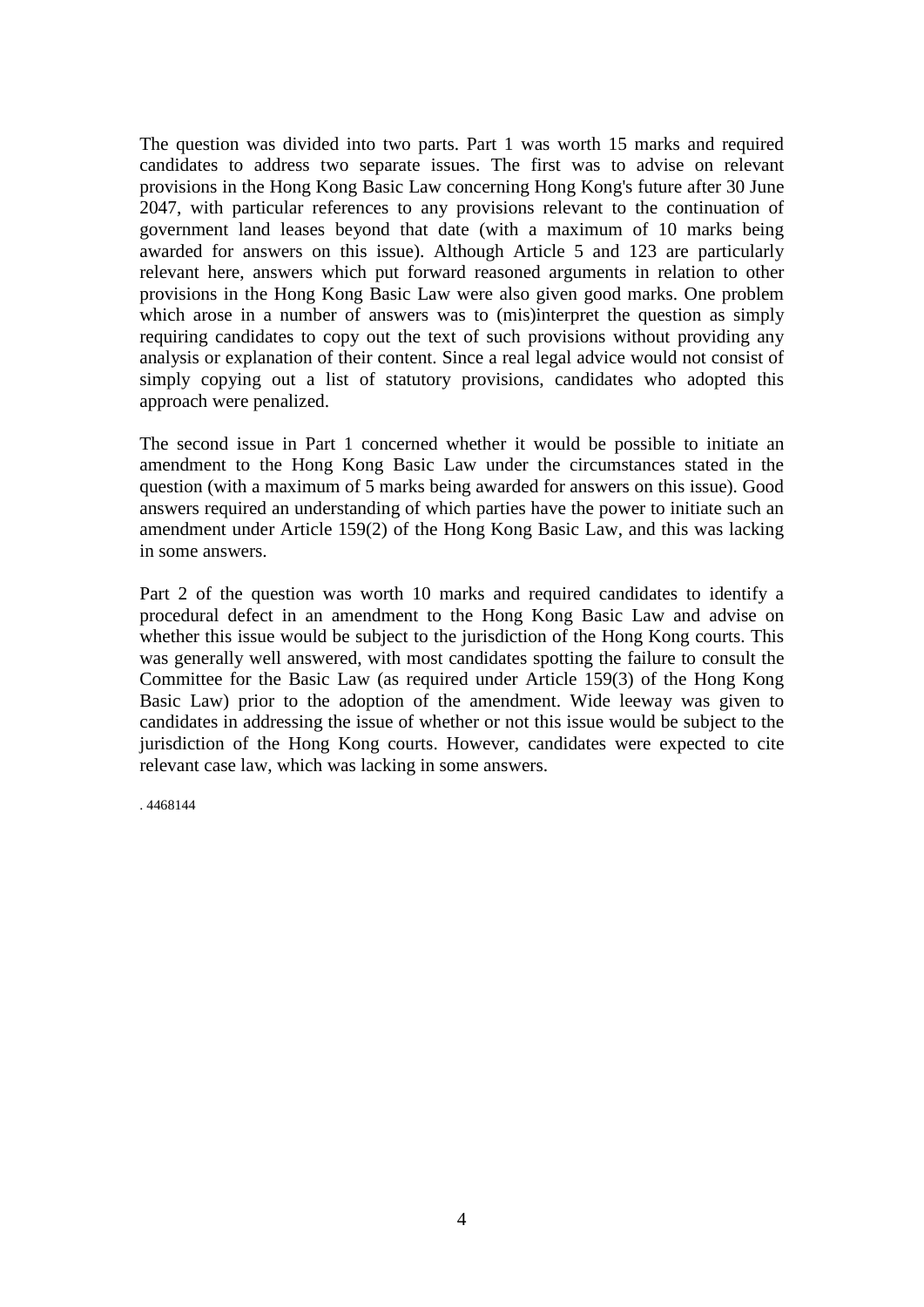The question was divided into two parts. Part 1 was worth 15 marks and required candidates to address two separate issues. The first was to advise on relevant provisions in the Hong Kong Basic Law concerning Hong Kong's future after 30 June 2047, with particular references to any provisions relevant to the continuation of government land leases beyond that date (with a maximum of 10 marks being awarded for answers on this issue). Although Article 5 and 123 are particularly relevant here, answers which put forward reasoned arguments in relation to other provisions in the Hong Kong Basic Law were also given good marks. One problem which arose in a number of answers was to (mis)interpret the question as simply requiring candidates to copy out the text of such provisions without providing any analysis or explanation of their content. Since a real legal advice would not consist of simply copying out a list of statutory provisions, candidates who adopted this approach were penalized.

The second issue in Part 1 concerned whether it would be possible to initiate an amendment to the Hong Kong Basic Law under the circumstances stated in the question (with a maximum of 5 marks being awarded for answers on this issue). Good answers required an understanding of which parties have the power to initiate such an amendment under Article 159(2) of the Hong Kong Basic Law, and this was lacking in some answers.

Part 2 of the question was worth 10 marks and required candidates to identify a procedural defect in an amendment to the Hong Kong Basic Law and advise on whether this issue would be subject to the jurisdiction of the Hong Kong courts. This was generally well answered, with most candidates spotting the failure to consult the Committee for the Basic Law (as required under Article 159(3) of the Hong Kong Basic Law) prior to the adoption of the amendment. Wide leeway was given to candidates in addressing the issue of whether or not this issue would be subject to the jurisdiction of the Hong Kong courts. However, candidates were expected to cite relevant case law, which was lacking in some answers.

. 4468144